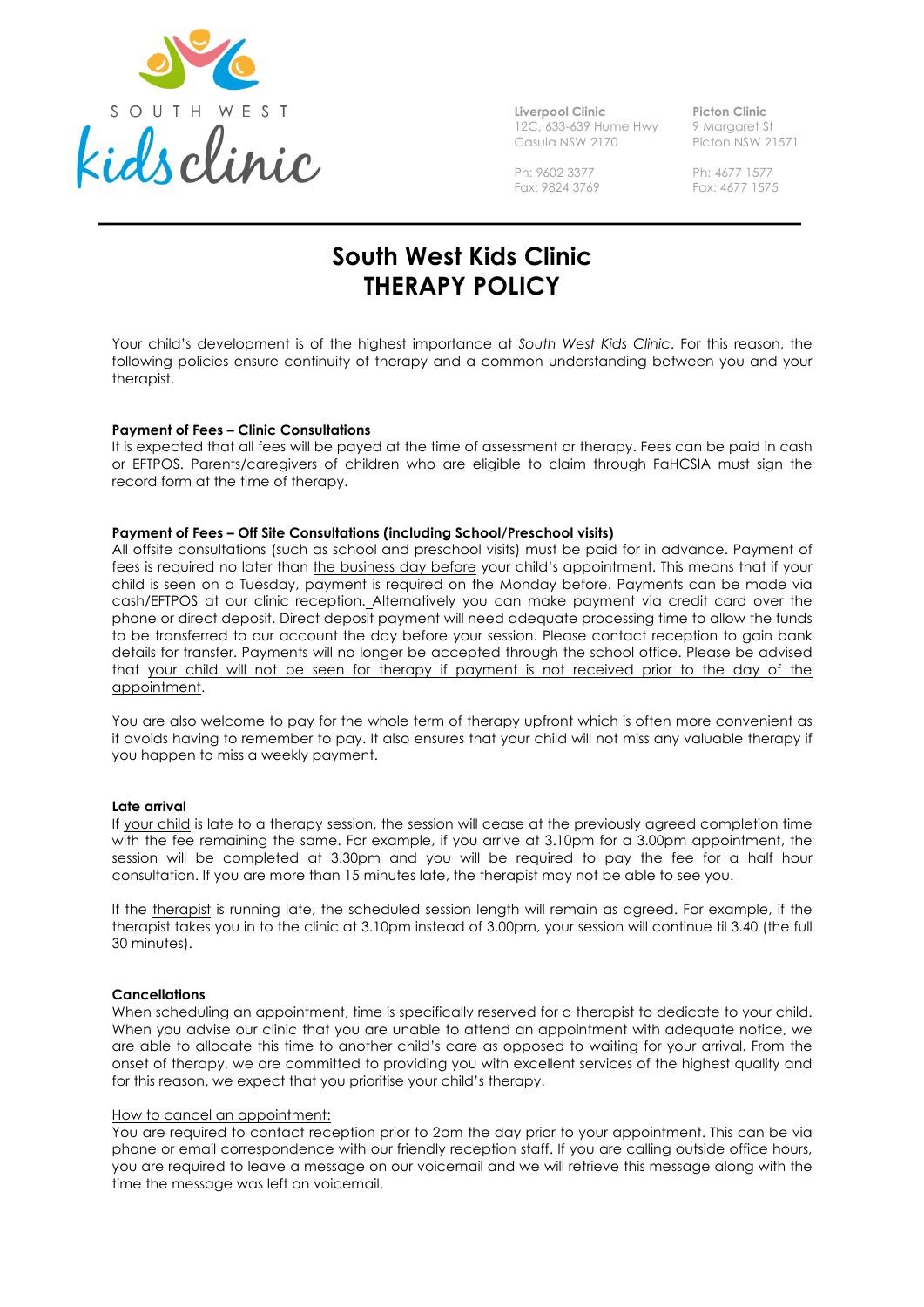SOUTH WEST
kids clinic

**Liverpool Clinic**
12C, 633-639 Hume Hwy
Casula NSW 2170

Ph: 9602 3377
Fax: 9824 3769

**Picton Clinic**
9 Margaret St
Picton NSW 21571

Ph: 4677 1577
Fax: 4677 1575

# South West Kids Clinic
# THERAPY POLICY

Your child's development is of the highest importance at *South West Kids Clinic*. For this reason, the following policies ensure continuity of therapy and a common understanding between you and your therapist.

**Payment of Fees – Clinic Consultations**
It is expected that all fees will be payed at the time of assessment or therapy. Fees can be paid in cash or EFTPOS. Parents/caregivers of children who are eligible to claim through FaHCSIA must sign the record form at the time of therapy.

**Payment of Fees – Off Site Consultations (including School/Preschool visits)**
All offsite consultations (such as school and preschool visits) must be paid for in advance. Payment of fees is required no later than <u>the business day before</u> your child's appointment. This means that if your child is seen on a Tuesday, payment is required on the Monday before. Payments can be made via cash/EFTPOS at our clinic reception. Alternatively you can make payment via credit card over the phone or direct deposit. Direct deposit payment will need adequate processing time to allow the funds to be transferred to our account the day before your session. Please contact reception to gain bank details for transfer. Payments will no longer be accepted through the school office. Please be advised that <u>your child will not be seen for therapy if payment is not received prior to the day of the appointment</u>.

You are also welcome to pay for the whole term of therapy upfront which is often more convenient as it avoids having to remember to pay. It also ensures that your child will not miss any valuable therapy if you happen to miss a weekly payment.

**Late arrival**
If <u>your child</u> is late to a therapy session, the session will cease at the previously agreed completion time with the fee remaining the same. For example, if you arrive at 3.10pm for a 3.00pm appointment, the session will be completed at 3.30pm and you will be required to pay the fee for a half hour consultation. If you are more than 15 minutes late, the therapist may not be able to see you.

If the <u>therapist</u> is running late, the scheduled session length will remain as agreed. For example, if the therapist takes you in to the clinic at 3.10pm instead of 3.00pm, your session will continue til 3.40 (the full 30 minutes).

**Cancellations**
When scheduling an appointment, time is specifically reserved for a therapist to dedicate to your child. When you advise our clinic that you are unable to attend an appointment with adequate notice, we are able to allocate this time to another child's care as opposed to waiting for your arrival. From the onset of therapy, we are committed to providing you with excellent services of the highest quality and for this reason, we expect that you prioritise your child's therapy.

<u>How to cancel an appointment:</u>
You are required to contact reception prior to 2pm the day prior to your appointment. This can be via phone or email correspondence with our friendly reception staff. If you are calling outside office hours, you are required to leave a message on our voicemail and we will retrieve this message along with the time the message was left on voicemail.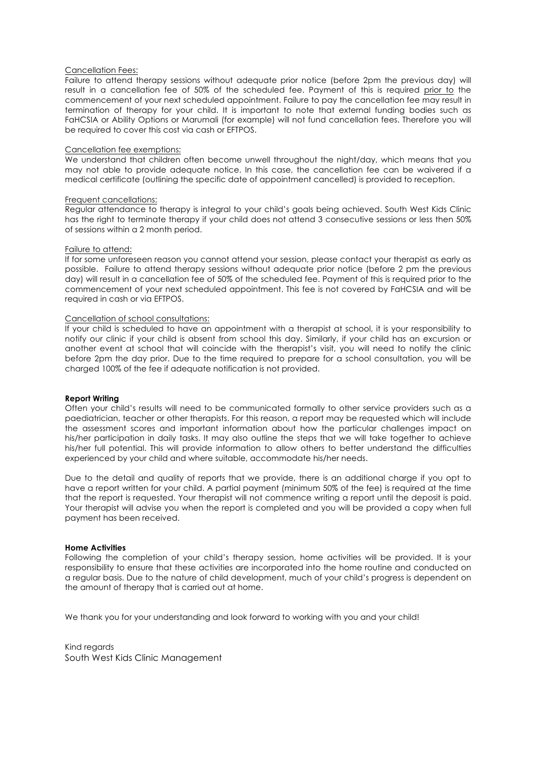Cancellation Fees:

Failure to attend therapy sessions without adequate prior notice (before 2pm the previous day) will result in a cancellation fee of 50% of the scheduled fee. Payment of this is required prior to the commencement of your next scheduled appointment. Failure to pay the cancellation fee may result in termination of therapy for your child. It is important to note that external funding bodies such as FaHCSIA or Ability Options or Marumali (for example) will not fund cancellation fees. Therefore you will be required to cover this cost via cash or EFTPOS.

Cancellation fee exemptions:

We understand that children often become unwell throughout the night/day, which means that you may not able to provide adequate notice. In this case, the cancellation fee can be waivered if a medical certificate (outlining the specific date of appointment cancelled) is provided to reception.

Frequent cancellations:

Regular attendance to therapy is integral to your child's goals being achieved. South West Kids Clinic has the right to terminate therapy if your child does not attend 3 consecutive sessions or less then 50% of sessions within a 2 month period.

Failure to attend:

If for some unforeseen reason you cannot attend your session, please contact your therapist as early as possible. Failure to attend therapy sessions without adequate prior notice (before 2 pm the previous day) will result in a cancellation fee of 50% of the scheduled fee. Payment of this is required prior to the commencement of your next scheduled appointment. This fee is not covered by FaHCSIA and will be required in cash or via EFTPOS.

Cancellation of school consultations:

If your child is scheduled to have an appointment with a therapist at school, it is your responsibility to notify our clinic if your child is absent from school this day. Similarly, if your child has an excursion or another event at school that will coincide with the therapist's visit, you will need to notify the clinic before 2pm the day prior. Due to the time required to prepare for a school consultation, you will be charged 100% of the fee if adequate notification is not provided.

**Report Writing**

Often your child's results will need to be communicated formally to other service providers such as a paediatrician, teacher or other therapists. For this reason, a report may be requested which will include the assessment scores and important information about how the particular challenges impact on his/her participation in daily tasks. It may also outline the steps that we will take together to achieve his/her full potential. This will provide information to allow others to better understand the difficulties experienced by your child and where suitable, accommodate his/her needs.

Due to the detail and quality of reports that we provide, there is an additional charge if you opt to have a report written for your child. A partial payment (minimum 50% of the fee) is required at the time that the report is requested. Your therapist will not commence writing a report until the deposit is paid. Your therapist will advise you when the report is completed and you will be provided a copy when full payment has been received.

**Home Activities**

Following the completion of your child's therapy session, home activities will be provided. It is your responsibility to ensure that these activities are incorporated into the home routine and conducted on a regular basis. Due to the nature of child development, much of your child's progress is dependent on the amount of therapy that is carried out at home.

We thank you for your understanding and look forward to working with you and your child!

Kind regards

South West Kids Clinic Management